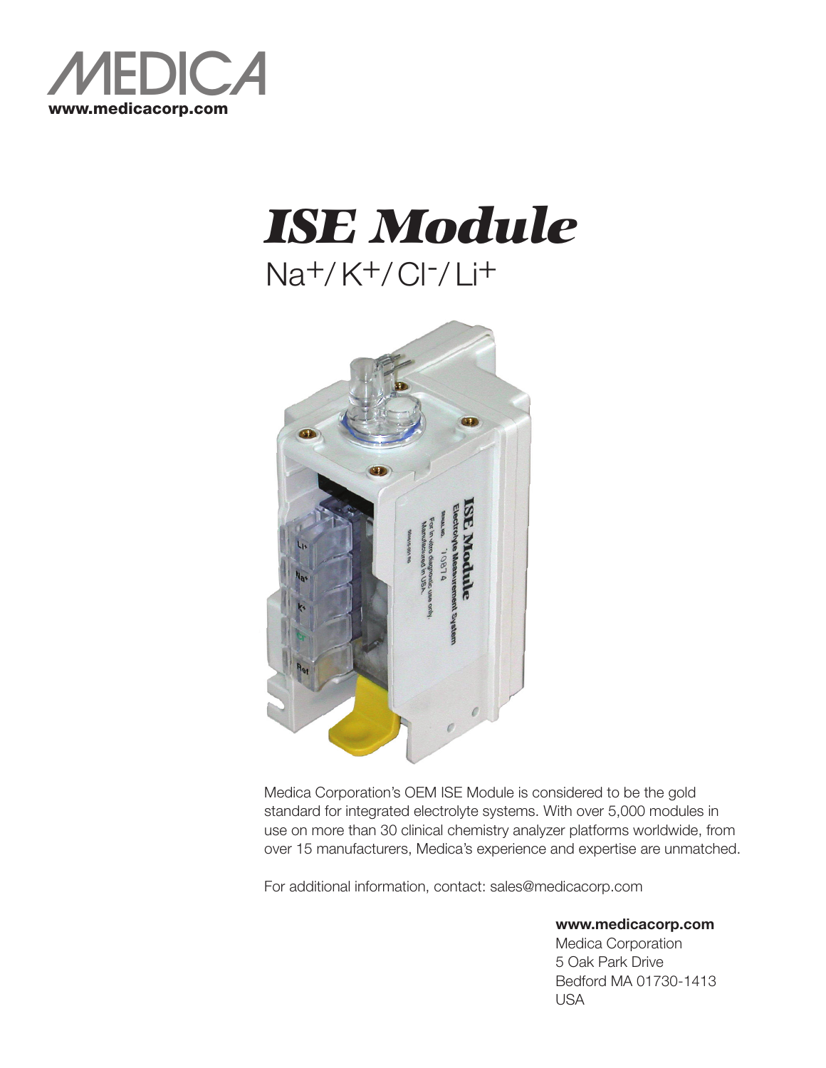MEDICA

**www.medicacorp.com**

# *ISE Module*

## $Na^+$/ $K^+$/ $Cl^-$/ $Li^+$

Medica Corporation's OEM ISE Module is considered to be the gold standard for integrated electrolyte systems. With over 5,000 modules in use on more than 30 clinical chemistry analyzer platforms worldwide, from over 15 manufacturers, Medica's experience and expertise are unmatched.

For additional information, contact: sales@medicacorp.com

**www.medicacorp.com**
Medica Corporation
5 Oak Park Drive
Bedford MA 01730-1413
USA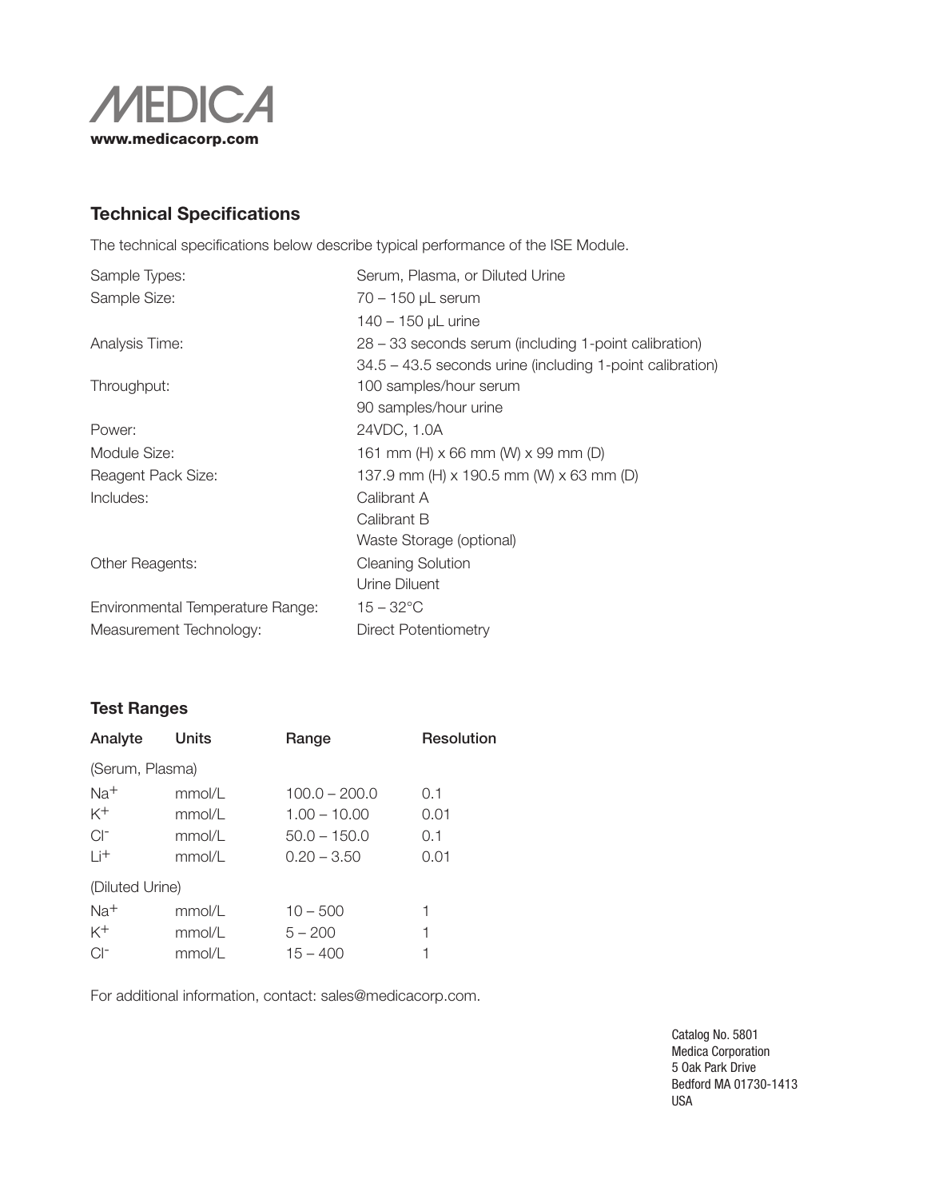MEDICA

**www.medicacorp.com**

## Technical Specifications

The technical specifications below describe typical performance of the ISE Module.

| | |
|---|---|
| Sample Types: | Serum, Plasma, or Diluted Urine |
| Sample Size: | 70 – 150 µL serum |
| | 140 – 150 µL urine |
| Analysis Time: | 28 – 33 seconds serum (including 1-point calibration) |
| | 34.5 – 43.5 seconds urine (including 1-point calibration) |
| Throughput: | 100 samples/hour serum |
| | 90 samples/hour urine |
| Power: | 24VDC, 1.0A |
| Module Size: | 161 mm (H) x 66 mm (W) x 99 mm (D) |
| Reagent Pack Size: | 137.9 mm (H) x 190.5 mm (W) x 63 mm (D) |
| Includes: | Calibrant A |
| | Calibrant B |
| | Waste Storage (optional) |
| Other Reagents: | Cleaning Solution |
| | Urine Diluent |
| Environmental Temperature Range: | 15 – 32°C |
| Measurement Technology: | Direct Potentiometry |

### Test Ranges

| Analyte | Units | Range | Resolution |
|---|---|---|---|
| (Serum, Plasma) | | | |
| $Na^+$ | mmol/L | 100.0 – 200.0 | 0.1 |
| $K^+$ | mmol/L | 1.00 – 10.00 | 0.01 |
| $Cl^-$ | mmol/L | 50.0 – 150.0 | 0.1 |
| $Li^+$ | mmol/L | 0.20 – 3.50 | 0.01 |
| (Diluted Urine) | | | |
| $Na^+$ | mmol/L | 10 – 500 | 1 |
| $K^+$ | mmol/L | 5 – 200 | 1 |
| $Cl^-$ | mmol/L | 15 – 400 | 1 |

For additional information, contact: sales@medicacorp.com.

Catalog No. 5801
Medica Corporation
5 Oak Park Drive
Bedford MA 01730-1413
USA